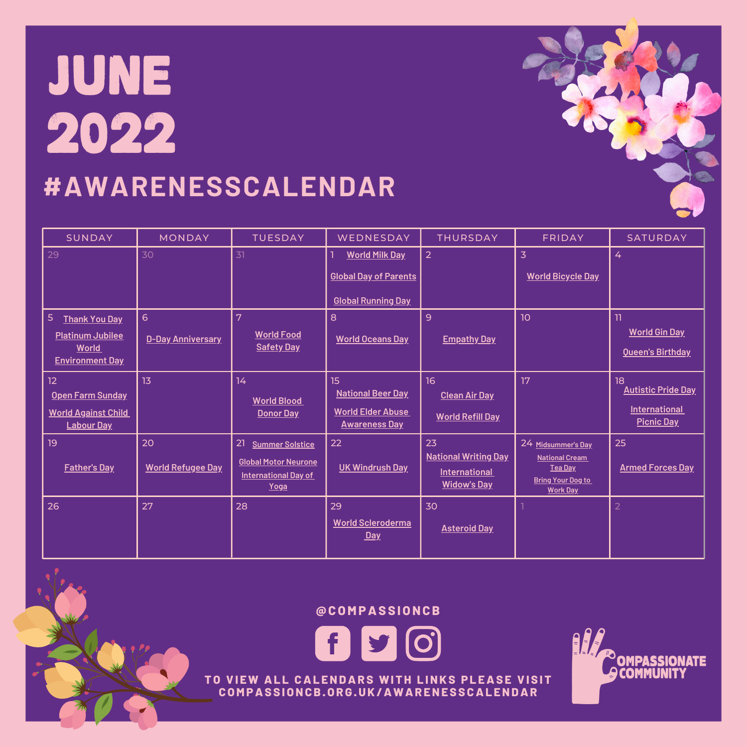# JUNE 2022

## #AWARENESSCALENDAR

| SUNDAY | MONDAY | TUESDAY | WEDNESDAY | THURSDAY | FRIDAY | SATURDAY |
|---|---|---|---|---|---|---|
| 29 | 30 | 31 | 1 World Milk Day<br>Global Day of Parents<br>Global Running Day | 2 | 3<br>World Bicycle Day | 4 |
| 5 Thank You Day<br>Platinum Jubilee<br>World Environment Day | 6<br>D-Day Anniversary | 7<br>World Food Safety Day | 8<br>World Oceans Day | 9<br>Empathy Day | 10 | 11<br>World Gin Day<br>Queen's Birthday |
| 12<br>Open Farm Sunday<br>World Against Child Labour Day | 13 | 14<br>World Blood Donor Day | 15<br>National Beer Day<br>World Elder Abuse Awareness Day | 16<br>Clean Air Day<br>World Refill Day | 17 | 18<br>Autistic Pride Day<br>International Picnic Day |
| 19<br>Father's Day | 20<br>World Refugee Day | 21 Summer Solstice<br>Global Motor Neurone<br>International Day of Yoga | 22<br>UK Windrush Day | 23<br>National Writing Day<br>International Widow's Day | 24 Midsummer's Day<br>National Cream Tea Day<br>Bring Your Dog to Work Day | 25<br>Armed Forces Day |
| 26 | 27 | 28 | 29<br>World Scleroderma Day | 30<br>Asteroid Day | 1 | 2 |

@COMPASSIONCB

TO VIEW ALL CALENDARS WITH LINKS PLEASE VISIT COMPASSIONCB.ORG.UK/AWARENESSCALENDAR

COMPASSIONATE COMMUNITY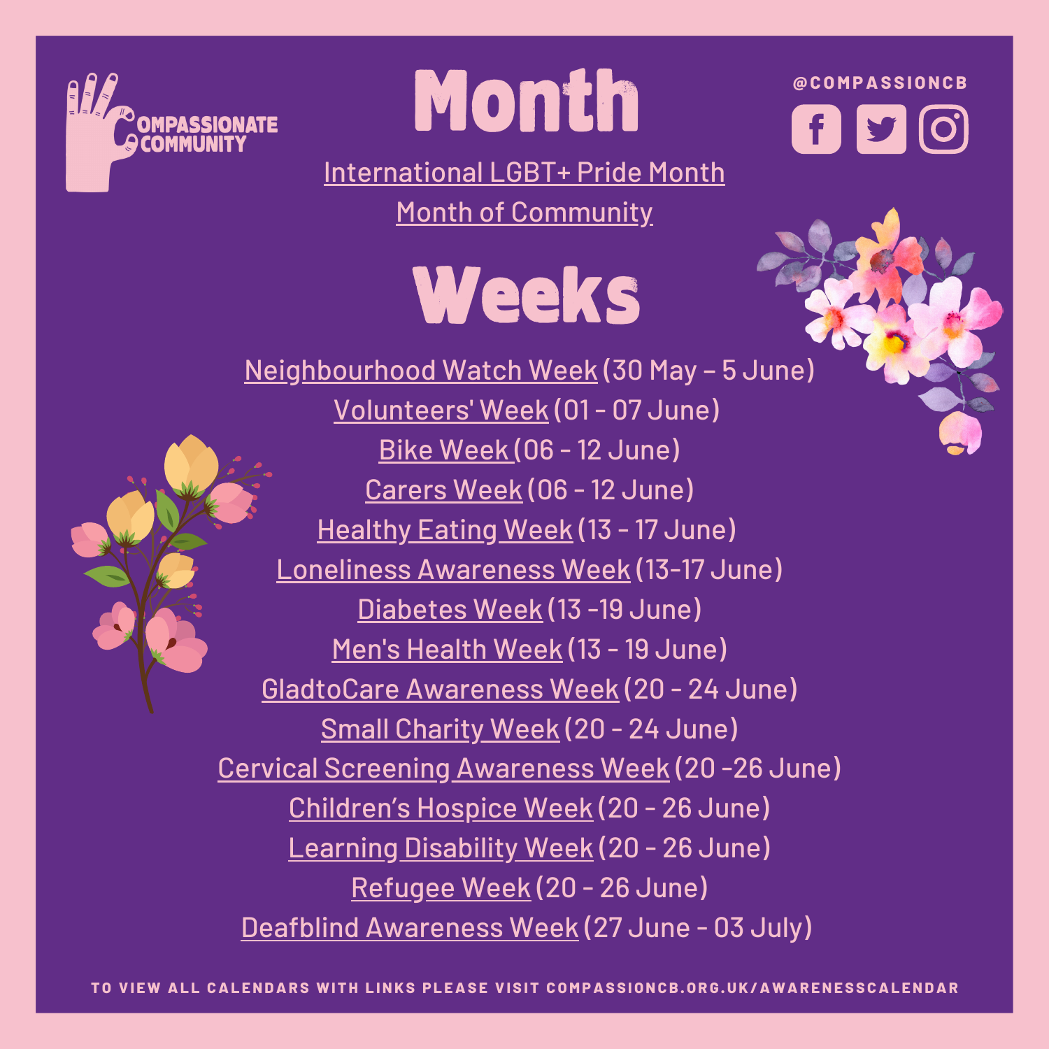COMPASSIONATE COMMUNITY

@COMPASSIONCB

# Month

International LGBT+ Pride Month

Month of Community

# Weeks

Neighbourhood Watch Week (30 May – 5 June)

Volunteers' Week (01 - 07 June)

Bike Week (06 - 12 June)

Carers Week (06 - 12 June)

Healthy Eating Week (13 - 17 June)

Loneliness Awareness Week (13-17 June)

Diabetes Week (13 -19 June)

Men's Health Week (13 - 19 June)

GladtoCare Awareness Week (20 - 24 June)

Small Charity Week (20 - 24 June)

Cervical Screening Awareness Week (20 -26 June)

Children's Hospice Week (20 - 26 June)

Learning Disability Week (20 - 26 June)

Refugee Week (20 - 26 June)

Deafblind Awareness Week (27 June - 03 July)

TO VIEW ALL CALENDARS WITH LINKS PLEASE VISIT COMPASSIONCB.ORG.UK/AWARENESSCALENDAR